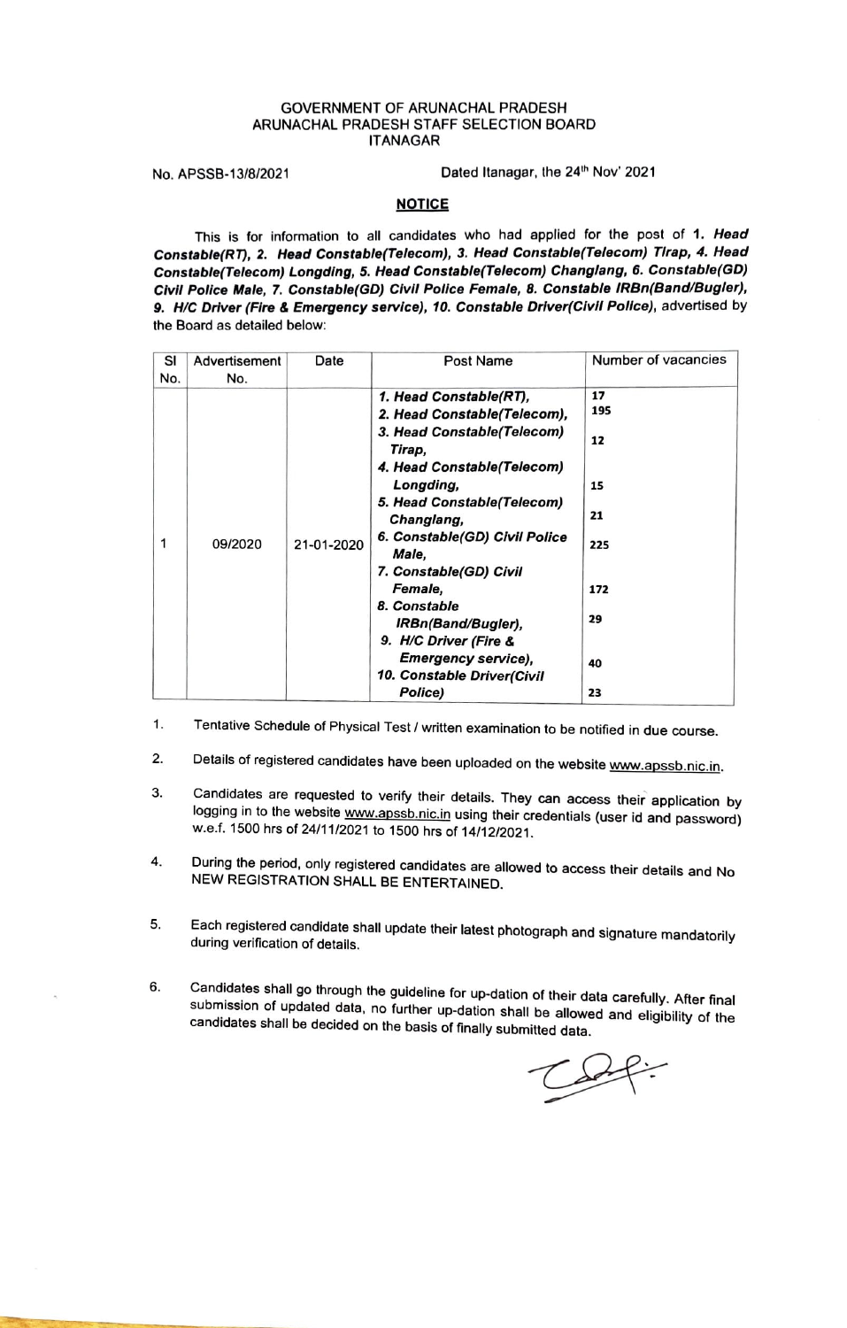GOVERNMENT OF ARUNACHAL PRADESH
ARUNACHAL PRADESH STAFF SELECTION BOARD
ITANAGAR

No. APSSB-13/8/2021 Dated Itanagar, the 24th Nov' 2021

## NOTICE

This is for information to all candidates who had applied for the post of ***1. Head Constable(RT), 2. Head Constable(Telecom), 3. Head Constable(Telecom) Tirap, 4. Head Constable(Telecom) Longding, 5. Head Constable(Telecom) Changlang, 6. Constable(GD) Civil Police Male, 7. Constable(GD) Civil Police Female, 8. Constable IRBn(Band/Bugler), 9. H/C Driver (Fire & Emergency service), 10. Constable Driver(Civil Police)***, advertised by the Board as detailed below:

| Sl No. | Advertisement No. | Date | Post Name | Number of vacancies |
|---|---|---|---|---|
| 1 | 09/2020 | 21-01-2020 | ***1. Head Constable(RT),*** | 17 |
| | | | ***2. Head Constable(Telecom),*** | 195 |
| | | | ***3. Head Constable(Telecom) Tirap,*** | 12 |
| | | | ***4. Head Constable(Telecom) Longding,*** | 15 |
| | | | ***5. Head Constable(Telecom) Changlang,*** | 21 |
| | | | ***6. Constable(GD) Civil Police Male,*** | 225 |
| | | | ***7. Constable(GD) Civil Female,*** | 172 |
| | | | ***8. Constable IRBn(Band/Bugler),*** | 29 |
| | | | ***9. H/C Driver (Fire & Emergency service),*** | 40 |
| | | | ***10. Constable Driver(Civil Police)*** | 23 |

1. Tentative Schedule of Physical Test / written examination to be notified in due course.
2. Details of registered candidates have been uploaded on the website www.apssb.nic.in.
3. Candidates are requested to verify their details. They can access their application by logging in to the website www.apssb.nic.in using their credentials (user id and password) w.e.f. 1500 hrs of 24/11/2021 to 1500 hrs of 14/12/2021.
4. During the period, only registered candidates are allowed to access their details and No NEW REGISTRATION SHALL BE ENTERTAINED.
5. Each registered candidate shall update their latest photograph and signature mandatorily during verification of details.
6. Candidates shall go through the guideline for up-dation of their data carefully. After final submission of updated data, no further up-dation shall be allowed and eligibility of the candidates shall be decided on the basis of finally submitted data.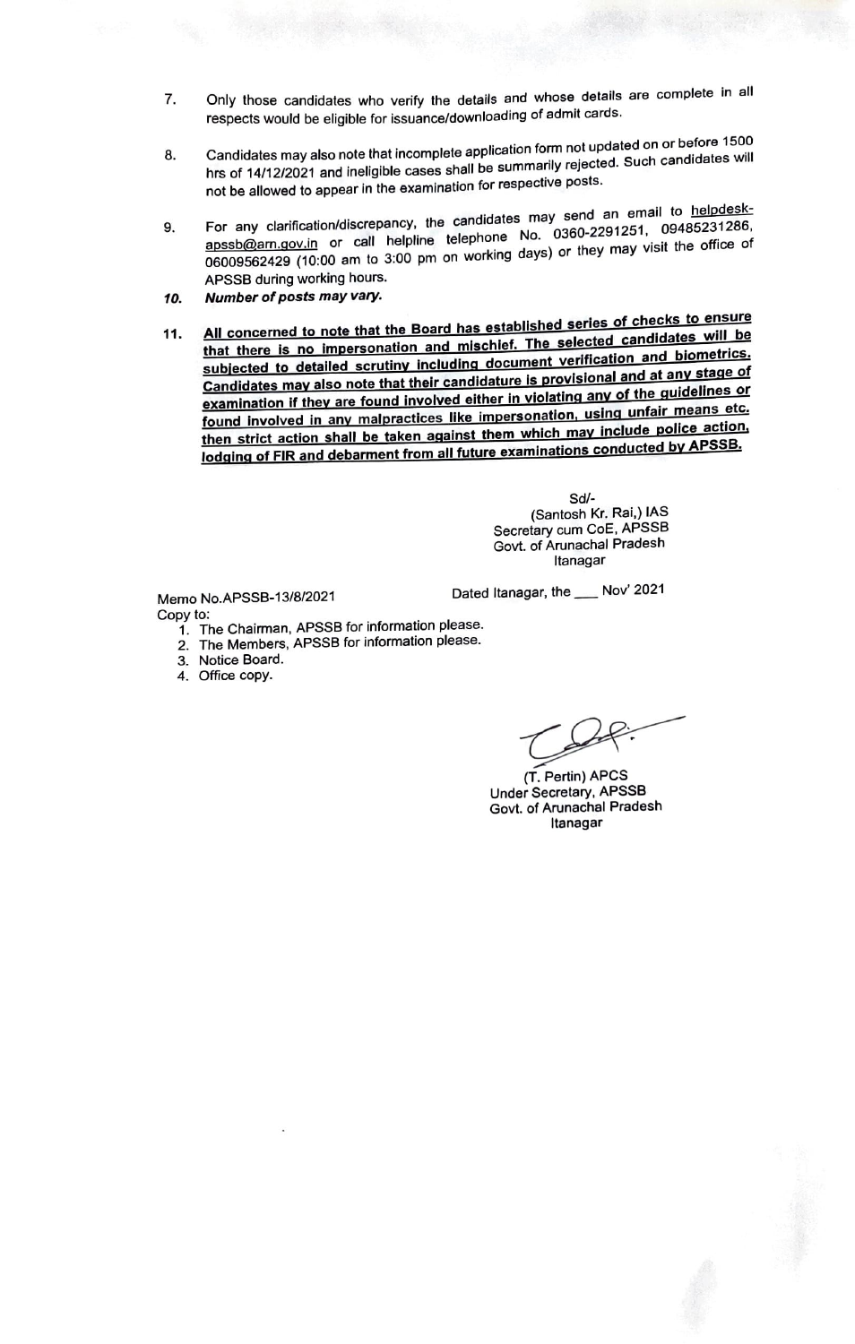7. Only those candidates who verify the details and whose details are complete in all respects would be eligible for issuance/downloading of admit cards.

8. Candidates may also note that incomplete application form not updated on or before 1500 hrs of 14/12/2021 and ineligible cases shall be summarily rejected. Such candidates will not be allowed to appear in the examination for respective posts.

9. For any clarification/discrepancy, the candidates may send an email to helpdesk-apssb@arn.gov.in or call helpline telephone No. 0360-2291251, 09485231286, 06009562429 (10:00 am to 3:00 pm on working days) or they may visit the office of APSSB during working hours.

10. ***Number of posts may vary.***

11. **All concerned to note that the Board has established series of checks to ensure that there is no impersonation and mischief. The selected candidates will be subjected to detailed scrutiny including document verification and biometrics. Candidates may also note that their candidature is provisional and at any stage of examination if they are found involved either in violating any of the guidelines or found involved in any malpractices like impersonation, using unfair means etc. then strict action shall be taken against them which may include police action, lodging of FIR and debarment from all future examinations conducted by APSSB.**

Sd/-
(Santosh Kr. Rai,) IAS
Secretary cum CoE, APSSB
Govt. of Arunachal Pradesh
Itanagar

Memo No.APSSB-13/8/2021 Dated Itanagar, the ___ Nov' 2021

Copy to:

1. The Chairman, APSSB for information please.
2. The Members, APSSB for information please.
3. Notice Board.
4. Office copy.

(T. Pertin) APCS
Under Secretary, APSSB
Govt. of Arunachal Pradesh
Itanagar